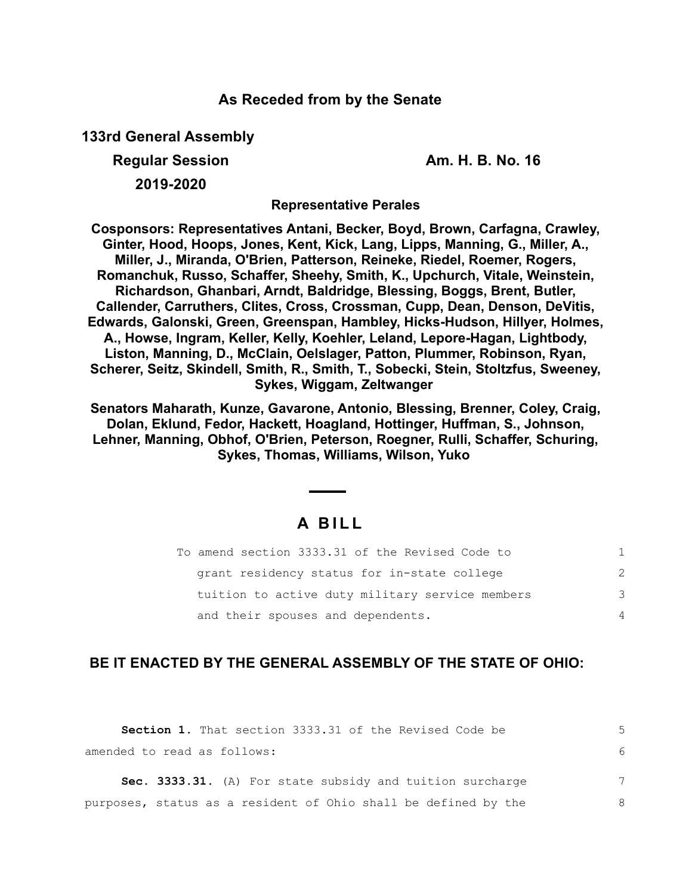**As Receded from by the Senate**

**133rd General Assembly**

**Regular Session** **Am. H. B. No. 16**

**2019-2020**

**Representative Perales**

**Cosponsors: Representatives Antani, Becker, Boyd, Brown, Carfagna, Crawley, Ginter, Hood, Hoops, Jones, Kent, Kick, Lang, Lipps, Manning, G., Miller, A., Miller, J., Miranda, O'Brien, Patterson, Reineke, Riedel, Roemer, Rogers, Romanchuk, Russo, Schaffer, Sheehy, Smith, K., Upchurch, Vitale, Weinstein, Richardson, Ghanbari, Arndt, Baldridge, Blessing, Boggs, Brent, Butler, Callender, Carruthers, Clites, Cross, Crossman, Cupp, Dean, Denson, DeVitis, Edwards, Galonski, Green, Greenspan, Hambley, Hicks-Hudson, Hillyer, Holmes, A., Howse, Ingram, Keller, Kelly, Koehler, Leland, Lepore-Hagan, Lightbody, Liston, Manning, D., McClain, Oelslager, Patton, Plummer, Robinson, Ryan, Scherer, Seitz, Skindell, Smith, R., Smith, T., Sobecki, Stein, Stoltzfus, Sweeney, Sykes, Wiggam, Zeltwanger**

**Senators Maharath, Kunze, Gavarone, Antonio, Blessing, Brenner, Coley, Craig, Dolan, Eklund, Fedor, Hackett, Hoagland, Hottinger, Huffman, S., Johnson, Lehner, Manning, Obhof, O'Brien, Peterson, Roegner, Rulli, Schaffer, Schuring, Sykes, Thomas, Williams, Wilson, Yuko**

# A BILL

To amend section 3333.31 of the Revised Code to grant residency status for in-state college tuition to active duty military service members and their spouses and dependents.

**BE IT ENACTED BY THE GENERAL ASSEMBLY OF THE STATE OF OHIO:**

**Section 1.** That section 3333.31 of the Revised Code be amended to read as follows:

**Sec. 3333.31.** (A) For state subsidy and tuition surcharge purposes, status as a resident of Ohio shall be defined by the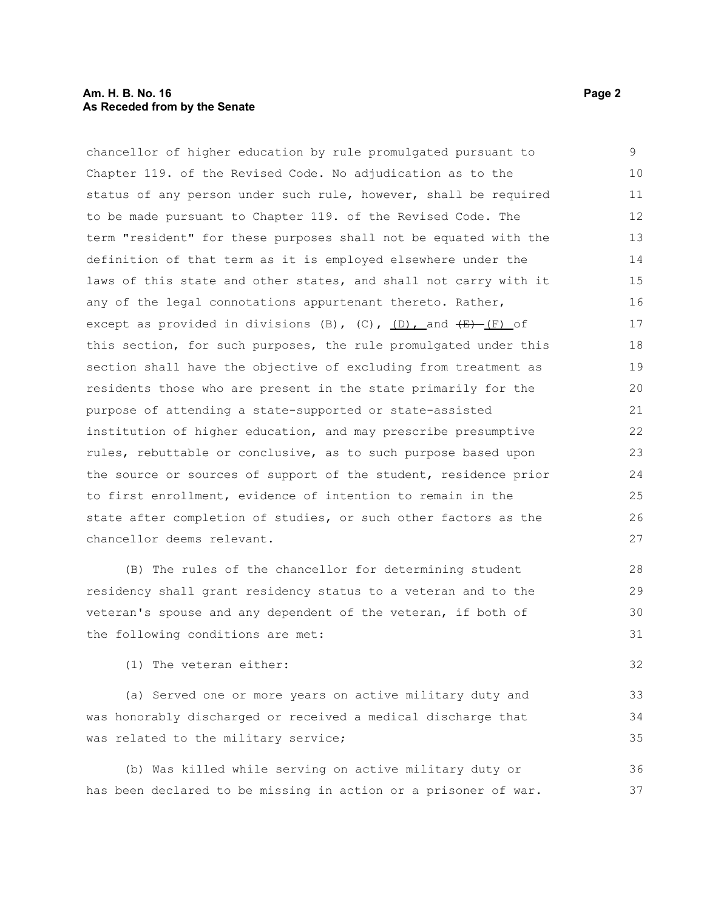chancellor of higher education by rule promulgated pursuant to Chapter 119. of the Revised Code. No adjudication as to the status of any person under such rule, however, shall be required to be made pursuant to Chapter 119. of the Revised Code. The term "resident" for these purposes shall not be equated with the definition of that term as it is employed elsewhere under the laws of this state and other states, and shall not carry with it any of the legal connotations appurtenant thereto. Rather, except as provided in divisions (B), (C), (D), and ~~(E)~~ (F) of this section, for such purposes, the rule promulgated under this section shall have the objective of excluding from treatment as residents those who are present in the state primarily for the purpose of attending a state-supported or state-assisted institution of higher education, and may prescribe presumptive rules, rebuttable or conclusive, as to such purpose based upon the source or sources of support of the student, residence prior to first enrollment, evidence of intention to remain in the state after completion of studies, or such other factors as the chancellor deems relevant.

(B) The rules of the chancellor for determining student residency shall grant residency status to a veteran and to the veteran's spouse and any dependent of the veteran, if both of the following conditions are met:

(1) The veteran either:

(a) Served one or more years on active military duty and was honorably discharged or received a medical discharge that was related to the military service;

(b) Was killed while serving on active military duty or has been declared to be missing in action or a prisoner of war.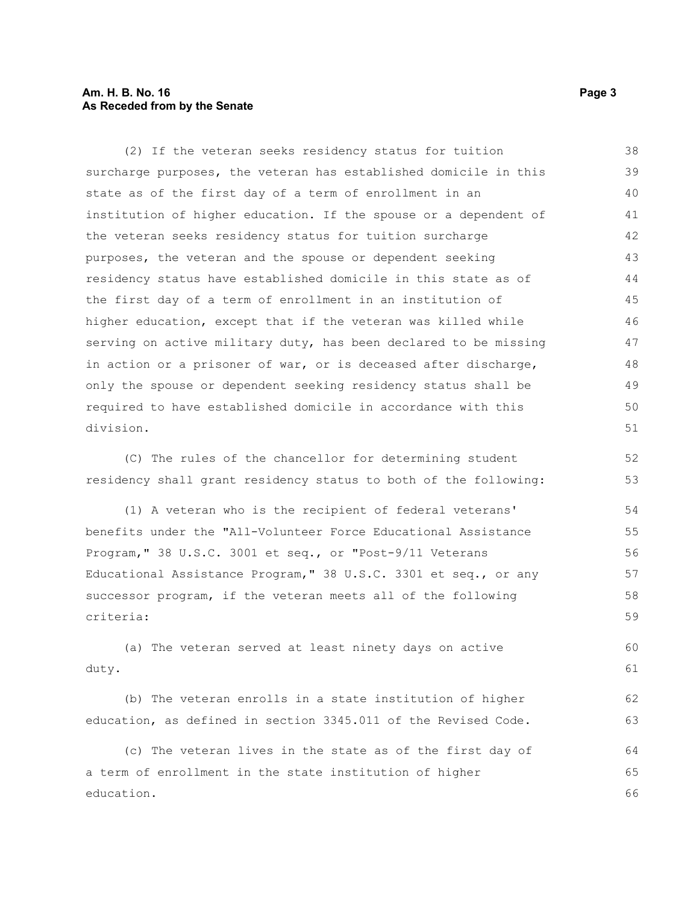(2) If the veteran seeks residency status for tuition surcharge purposes, the veteran has established domicile in this state as of the first day of a term of enrollment in an institution of higher education. If the spouse or a dependent of the veteran seeks residency status for tuition surcharge purposes, the veteran and the spouse or dependent seeking residency status have established domicile in this state as of the first day of a term of enrollment in an institution of higher education, except that if the veteran was killed while serving on active military duty, has been declared to be missing in action or a prisoner of war, or is deceased after discharge, only the spouse or dependent seeking residency status shall be required to have established domicile in accordance with this division.

(C) The rules of the chancellor for determining student residency shall grant residency status to both of the following:

(1) A veteran who is the recipient of federal veterans' benefits under the "All-Volunteer Force Educational Assistance Program," 38 U.S.C. 3001 et seq., or "Post-9/11 Veterans Educational Assistance Program," 38 U.S.C. 3301 et seq., or any successor program, if the veteran meets all of the following criteria:

(a) The veteran served at least ninety days on active duty.

(b) The veteran enrolls in a state institution of higher education, as defined in section 3345.011 of the Revised Code.

(c) The veteran lives in the state as of the first day of a term of enrollment in the state institution of higher education.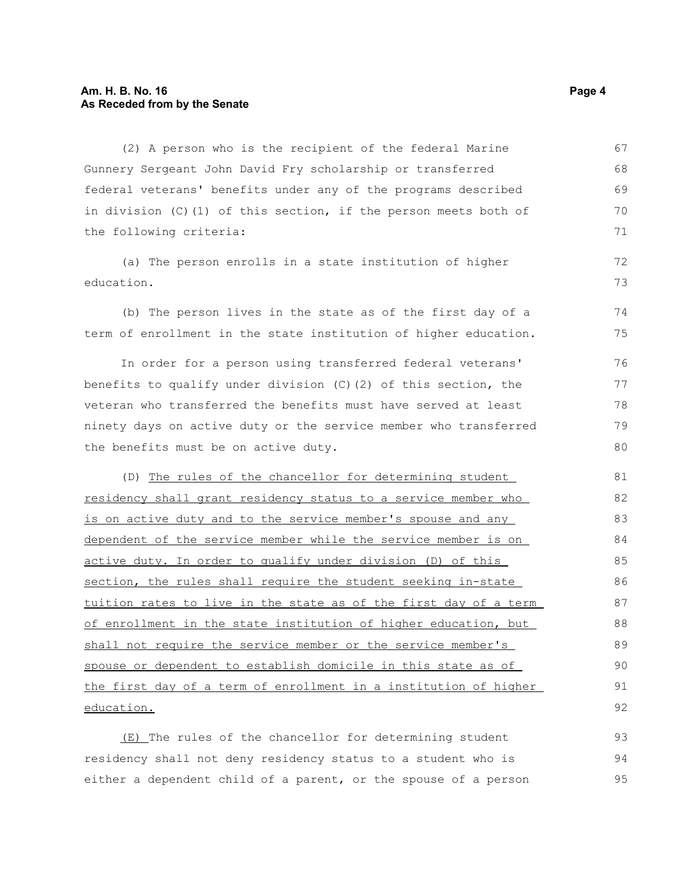(2) A person who is the recipient of the federal Marine Gunnery Sergeant John David Fry scholarship or transferred federal veterans' benefits under any of the programs described in division (C)(1) of this section, if the person meets both of the following criteria:

(a) The person enrolls in a state institution of higher education.

(b) The person lives in the state as of the first day of a term of enrollment in the state institution of higher education.

In order for a person using transferred federal veterans' benefits to qualify under division (C)(2) of this section, the veteran who transferred the benefits must have served at least ninety days on active duty or the service member who transferred the benefits must be on active duty.

(D) <u>The rules of the chancellor for determining student residency shall grant residency status to a service member who is on active duty and to the service member's spouse and any dependent of the service member while the service member is on active duty. In order to qualify under division (D) of this section, the rules shall require the student seeking in-state tuition rates to live in the state as of the first day of a term of enrollment in the state institution of higher education, but shall not require the service member or the service member's spouse or dependent to establish domicile in this state as of the first day of a term of enrollment in a institution of higher education.</u>

<u>(E)</u> The rules of the chancellor for determining student residency shall not deny residency status to a student who is either a dependent child of a parent, or the spouse of a person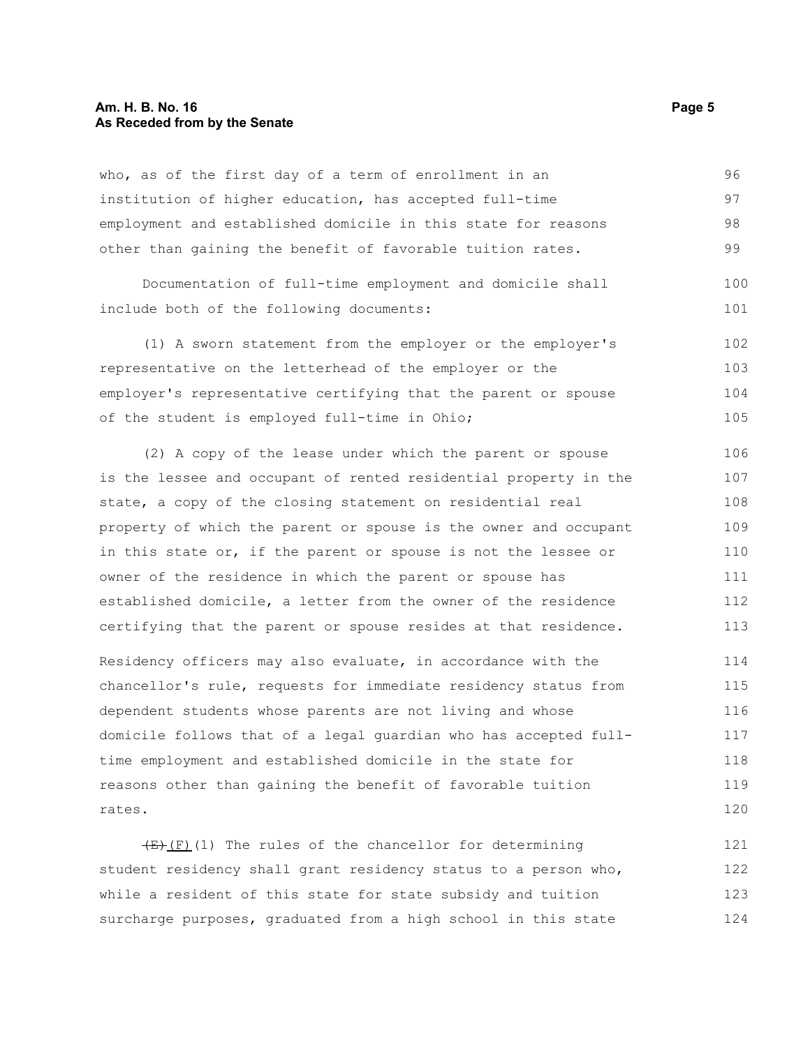who, as of the first day of a term of enrollment in an institution of higher education, has accepted full-time employment and established domicile in this state for reasons other than gaining the benefit of favorable tuition rates.

Documentation of full-time employment and domicile shall include both of the following documents:

(1) A sworn statement from the employer or the employer's representative on the letterhead of the employer or the employer's representative certifying that the parent or spouse of the student is employed full-time in Ohio;

(2) A copy of the lease under which the parent or spouse is the lessee and occupant of rented residential property in the state, a copy of the closing statement on residential real property of which the parent or spouse is the owner and occupant in this state or, if the parent or spouse is not the lessee or owner of the residence in which the parent or spouse has established domicile, a letter from the owner of the residence certifying that the parent or spouse resides at that residence.

Residency officers may also evaluate, in accordance with the chancellor's rule, requests for immediate residency status from dependent students whose parents are not living and whose domicile follows that of a legal guardian who has accepted full-time employment and established domicile in the state for reasons other than gaining the benefit of favorable tuition rates.

~~(E)~~ (F)(1) The rules of the chancellor for determining student residency shall grant residency status to a person who, while a resident of this state for state subsidy and tuition surcharge purposes, graduated from a high school in this state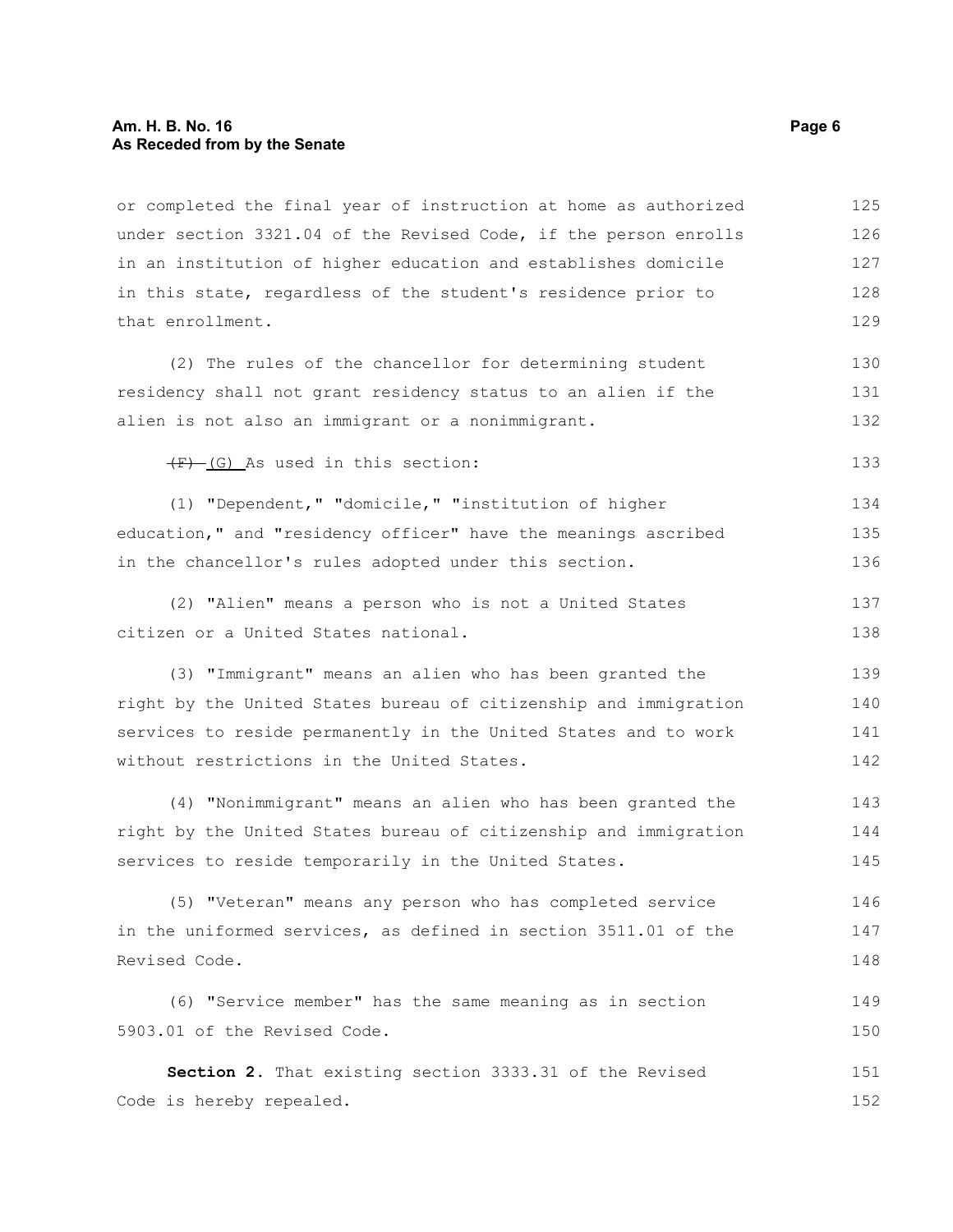or completed the final year of instruction at home as authorized under section 3321.04 of the Revised Code, if the person enrolls in an institution of higher education and establishes domicile in this state, regardless of the student's residence prior to that enrollment.

(2) The rules of the chancellor for determining student residency shall not grant residency status to an alien if the alien is not also an immigrant or a nonimmigrant.

~~(F)~~ (G) As used in this section:

(1) "Dependent," "domicile," "institution of higher education," and "residency officer" have the meanings ascribed in the chancellor's rules adopted under this section.

(2) "Alien" means a person who is not a United States citizen or a United States national.

(3) "Immigrant" means an alien who has been granted the right by the United States bureau of citizenship and immigration services to reside permanently in the United States and to work without restrictions in the United States.

(4) "Nonimmigrant" means an alien who has been granted the right by the United States bureau of citizenship and immigration services to reside temporarily in the United States.

(5) "Veteran" means any person who has completed service in the uniformed services, as defined in section 3511.01 of the Revised Code.

(6) "Service member" has the same meaning as in section 5903.01 of the Revised Code.

**Section 2.** That existing section 3333.31 of the Revised Code is hereby repealed.